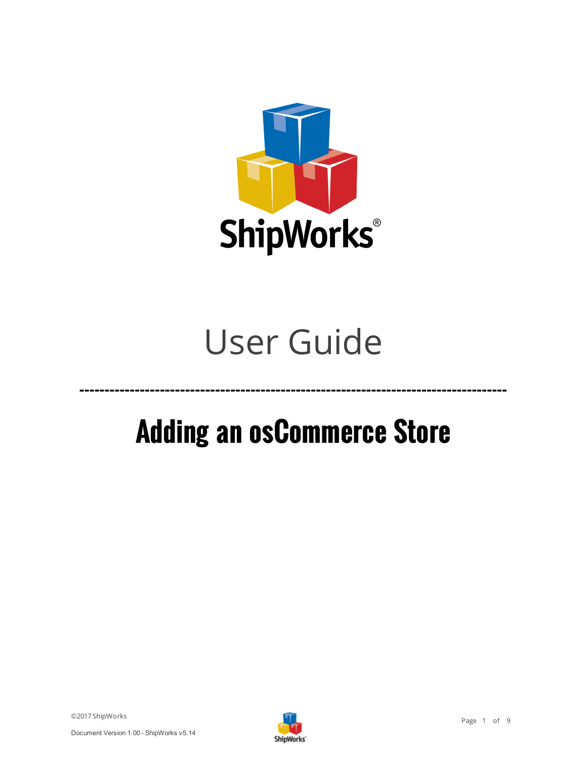ShipWorks®

# User Guide

---

## Adding an osCommerce Store

©2017 ShipWorks

Document Version 1.00 - ShipWorks v5.14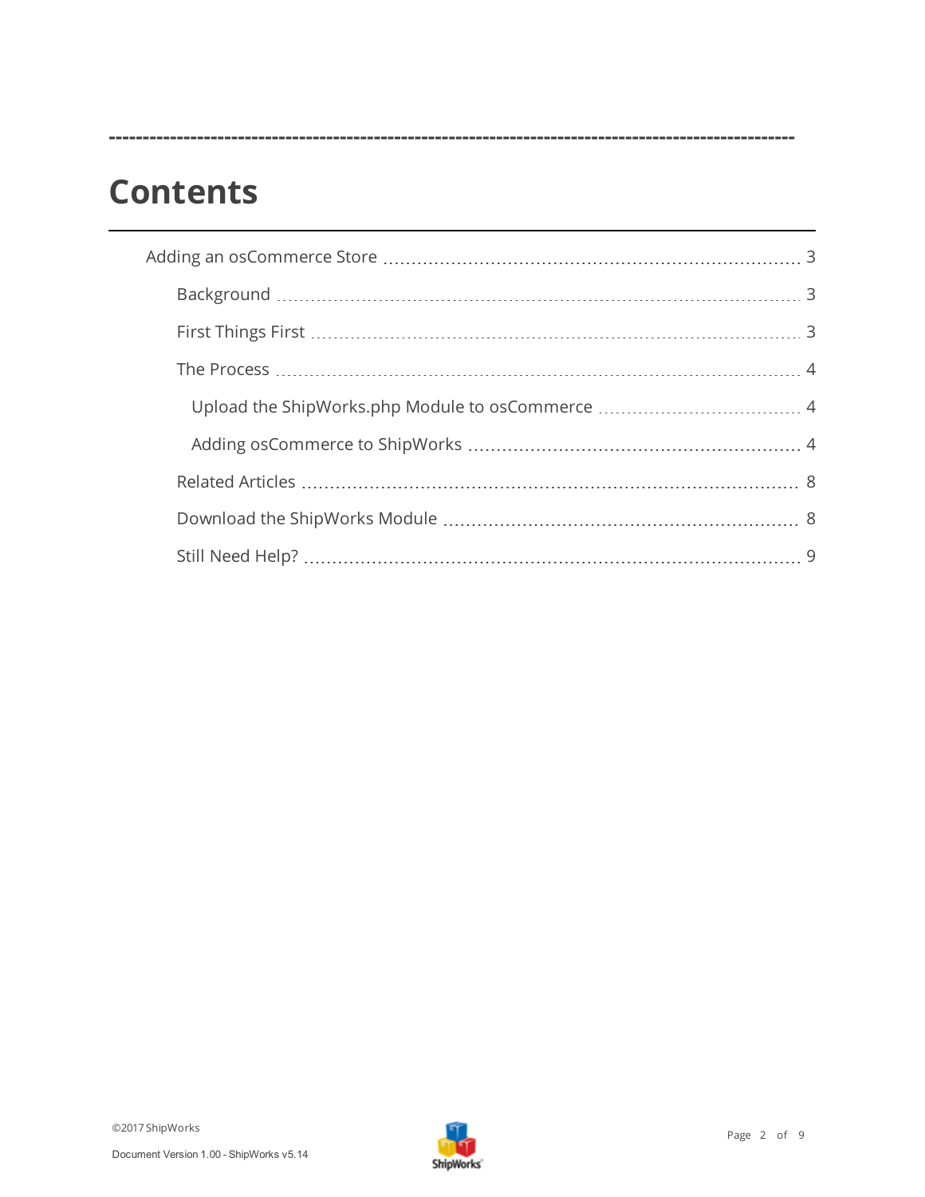# Contents

- Adding an osCommerce Store ... 3
  - Background ... 3
  - First Things First ... 3
  - The Process ... 4
    - Upload the ShipWorks.php Module to osCommerce ... 4
    - Adding osCommerce to ShipWorks ... 4
  - Related Articles ... 8
  - Download the ShipWorks Module ... 8
  - Still Need Help? ... 9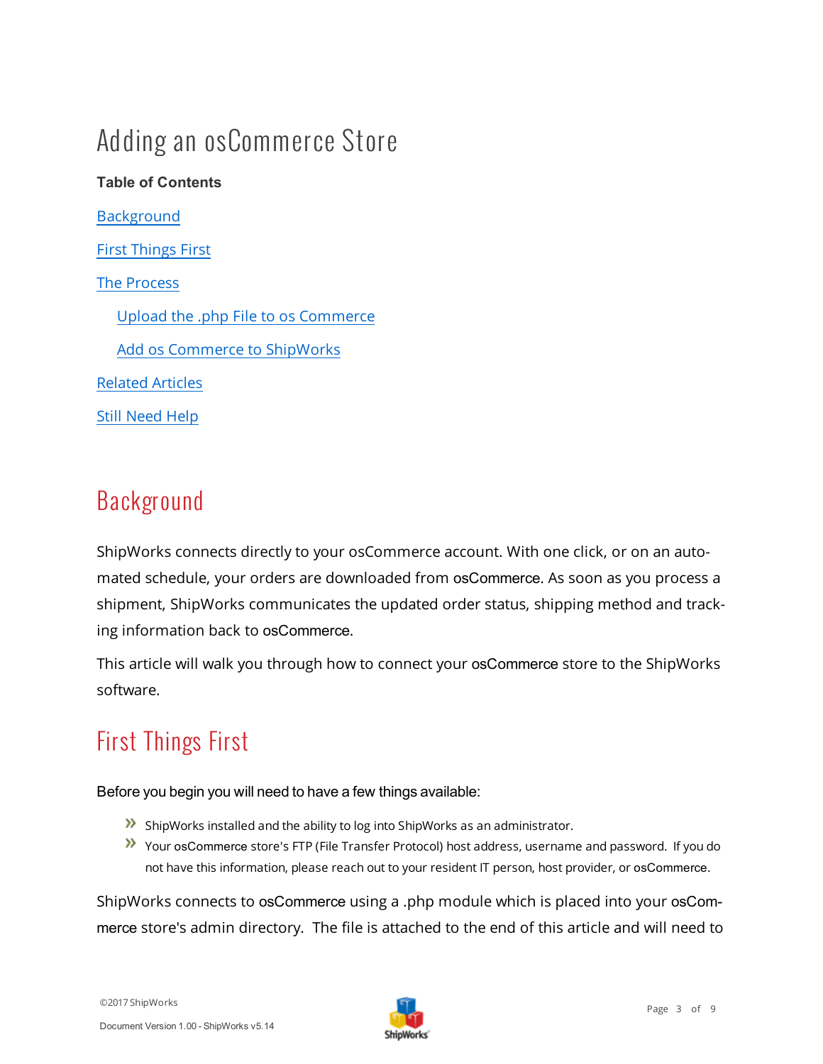# Adding an osCommerce Store

**Table of Contents**

Background

First Things First

The Process

- Upload the .php File to os Commerce
- Add os Commerce to ShipWorks

Related Articles

Still Need Help

## Background

ShipWorks connects directly to your osCommerce account. With one click, or on an automated schedule, your orders are downloaded from osCommerce. As soon as you process a shipment, ShipWorks communicates the updated order status, shipping method and tracking information back to osCommerce.

This article will walk you through how to connect your osCommerce store to the ShipWorks software.

## First Things First

Before you begin you will need to have a few things available:

- ShipWorks installed and the ability to log into ShipWorks as an administrator.
- Your osCommerce store's FTP (File Transfer Protocol) host address, username and password. If you do not have this information, please reach out to your resident IT person, host provider, or osCommerce.

ShipWorks connects to osCommerce using a .php module which is placed into your osCommerce store's admin directory. The file is attached to the end of this article and will need to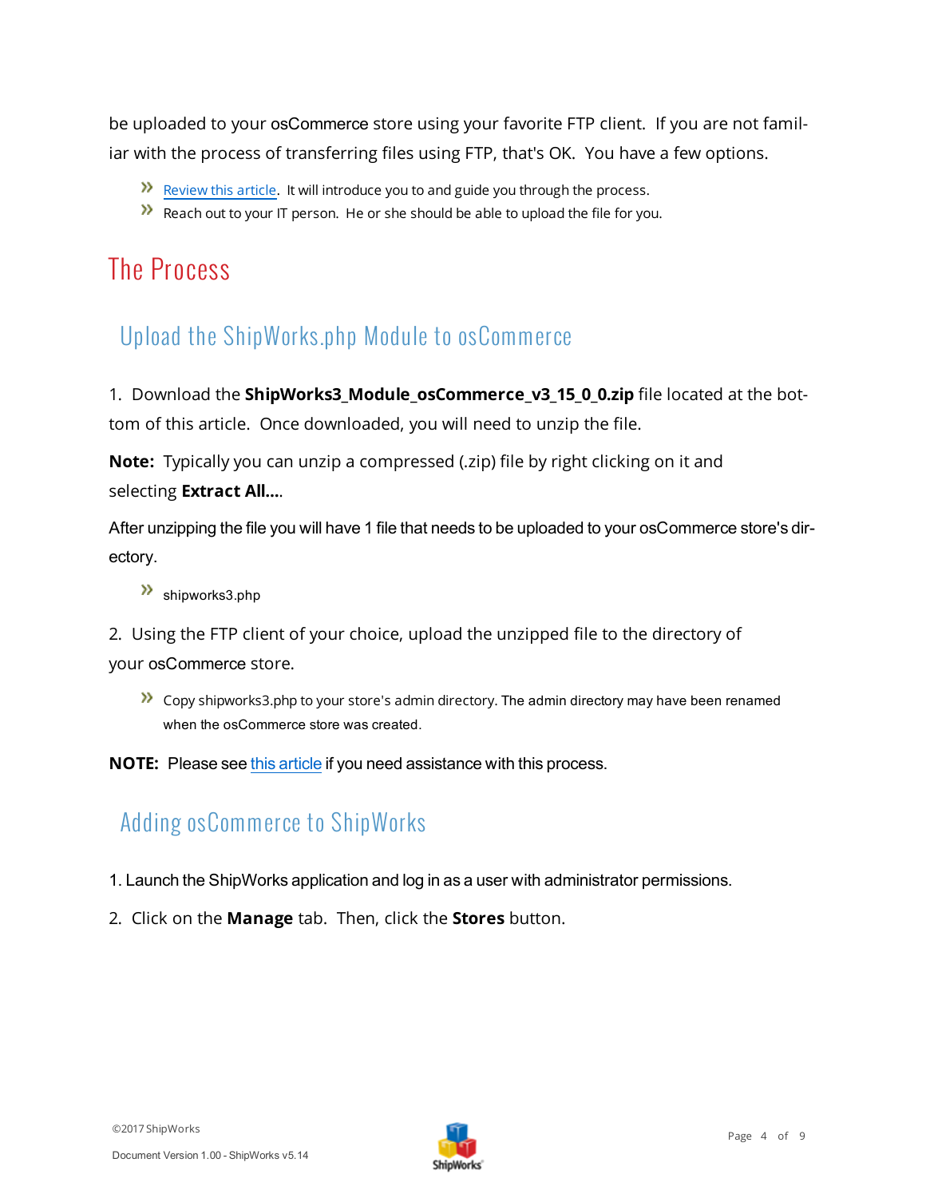be uploaded to your osCommerce store using your favorite FTP client.  If you are not familiar with the process of transferring files using FTP, that's OK.  You have a few options.

- Review this article.  It will introduce you to and guide you through the process.
- Reach out to your IT person.  He or she should be able to upload the file for you.

# The Process

## Upload the ShipWorks.php Module to osCommerce

1.  Download the **ShipWorks3_Module_osCommerce_v3_15_0_0.zip** file located at the bottom of this article.  Once downloaded, you will need to unzip the file.

**Note:**  Typically you can unzip a compressed (.zip) file by right clicking on it and selecting **Extract All...**.

After unzipping the file you will have 1 file that needs to be uploaded to your osCommerce store's directory.

- shipworks3.php

2.  Using the FTP client of your choice, upload the unzipped file to the directory of your osCommerce store.

- Copy shipworks3.php to your store's admin directory. The admin directory may have been renamed when the osCommerce store was created.

**NOTE:**  Please see this article if you need assistance with this process.

## Adding osCommerce to ShipWorks

1. Launch the ShipWorks application and log in as a user with administrator permissions.

2.  Click on the **Manage** tab.  Then, click the **Stores** button.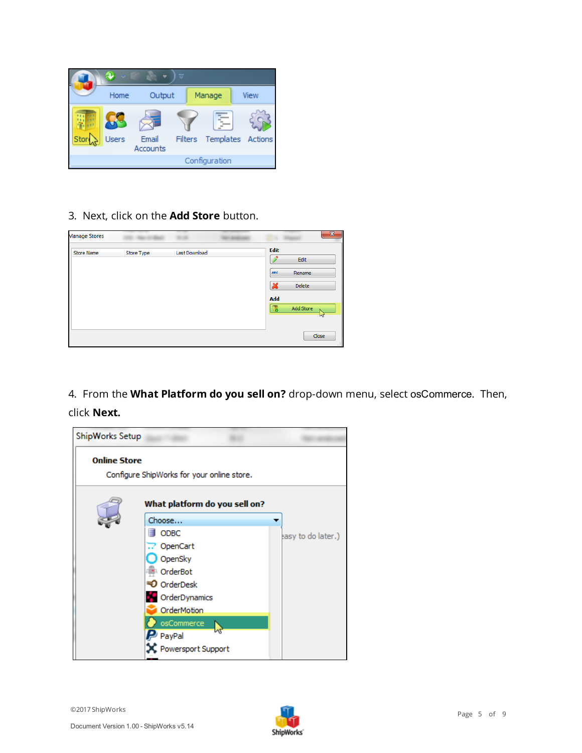3. Next, click on the **Add Store** button.

4. From the **What Platform do you sell on?** drop-down menu, select osCommerce. Then, click **Next.**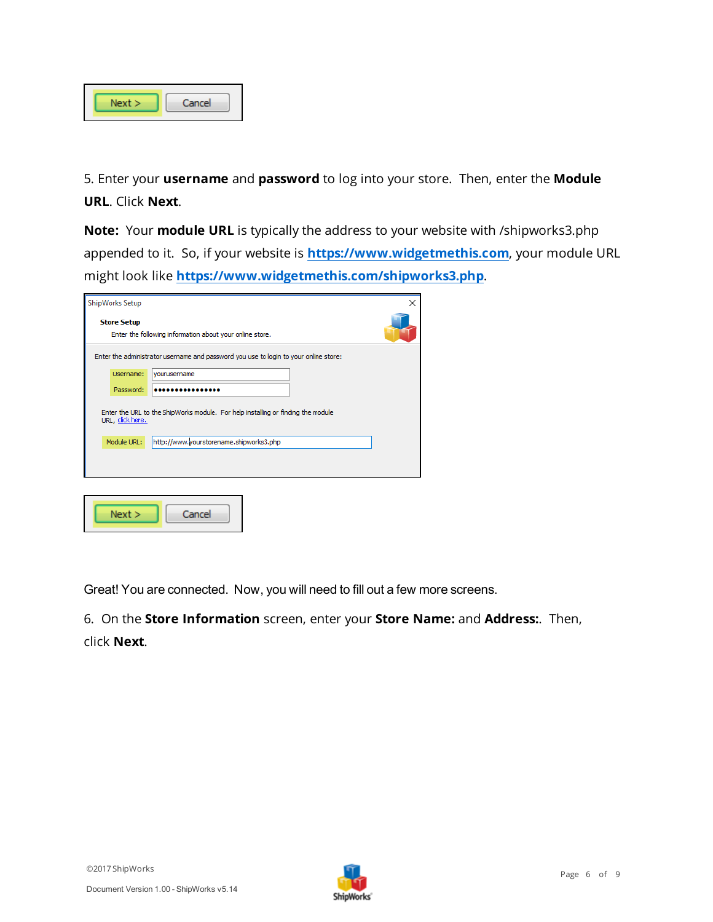Next > Cancel

5. Enter your **username** and **password** to log into your store. Then, enter the **Module URL**. Click **Next**.

**Note:** Your **module URL** is typically the address to your website with /shipworks3.php appended to it. So, if your website is **https://www.widgetmethis.com**, your module URL might look like **https://www.widgetmethis.com/shipworks3.php**.

ShipWorks Setup

**Store Setup**

Enter the following information about your online store.

Enter the administrator username and password you use to login to your online store:

Username: yourusername

Password: ••••••••••••••••

Enter the URL to the ShipWorks module. For help installing or finding the module URL, click here.

Module URL: http://www.yourstorename.shipworks3.php

Next > Cancel

Great! You are connected. Now, you will need to fill out a few more screens.

6. On the **Store Information** screen, enter your **Store Name:** and **Address:**. Then, click **Next**.

©2017 ShipWorks

Document Version 1.00 - ShipWorks v5.14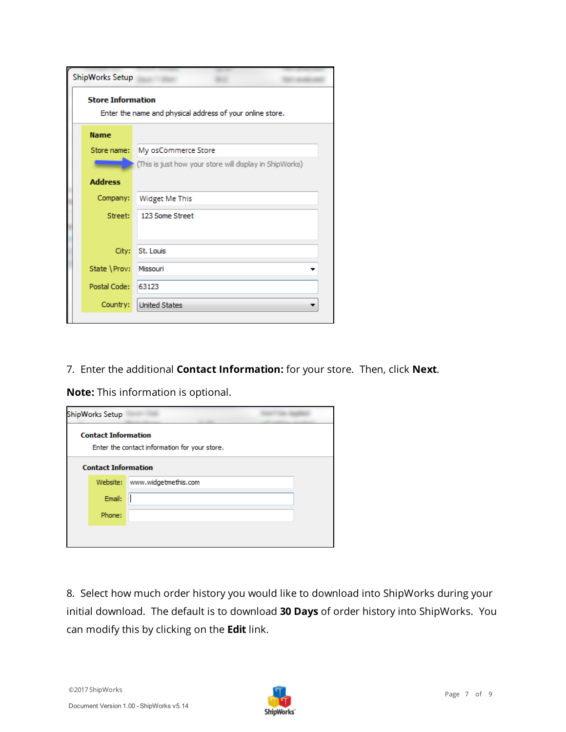7. Enter the additional **Contact Information:** for your store. Then, click **Next**.

**Note:** This information is optional.

8. Select how much order history you would like to download into ShipWorks during your initial download. The default is to download **30 Days** of order history into ShipWorks. You can modify this by clicking on the **Edit** link.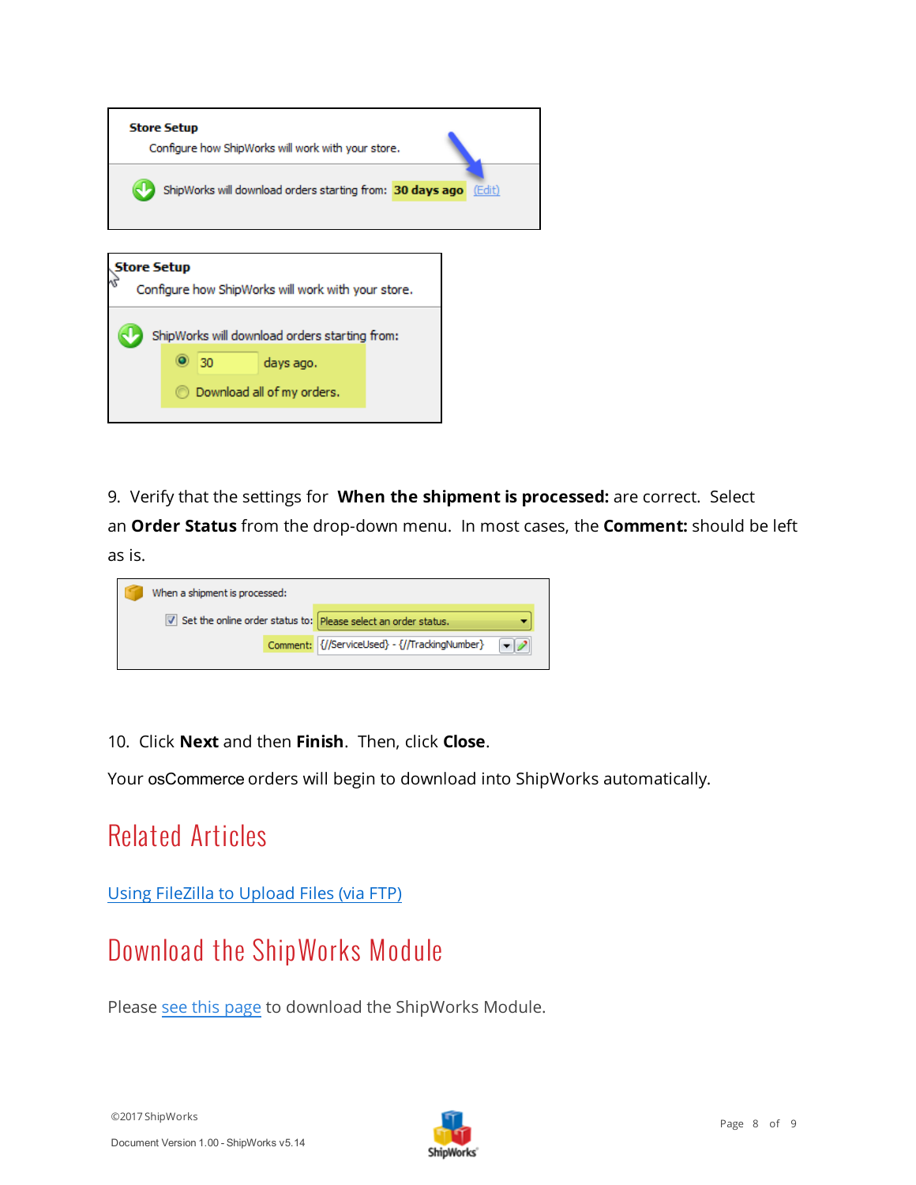9. Verify that the settings for **When the shipment is processed:** are correct. Select an **Order Status** from the drop-down menu. In most cases, the **Comment:** should be left as is.

10. Click **Next** and then **Finish**. Then, click **Close**.

Your osCommerce orders will begin to download into ShipWorks automatically.

# Related Articles

[Using FileZilla to Upload Files (via FTP)]()

# Download the ShipWorks Module

Please [see this page]() to download the ShipWorks Module.

©2017 ShipWorks

Document Version 1.00 - ShipWorks v5.14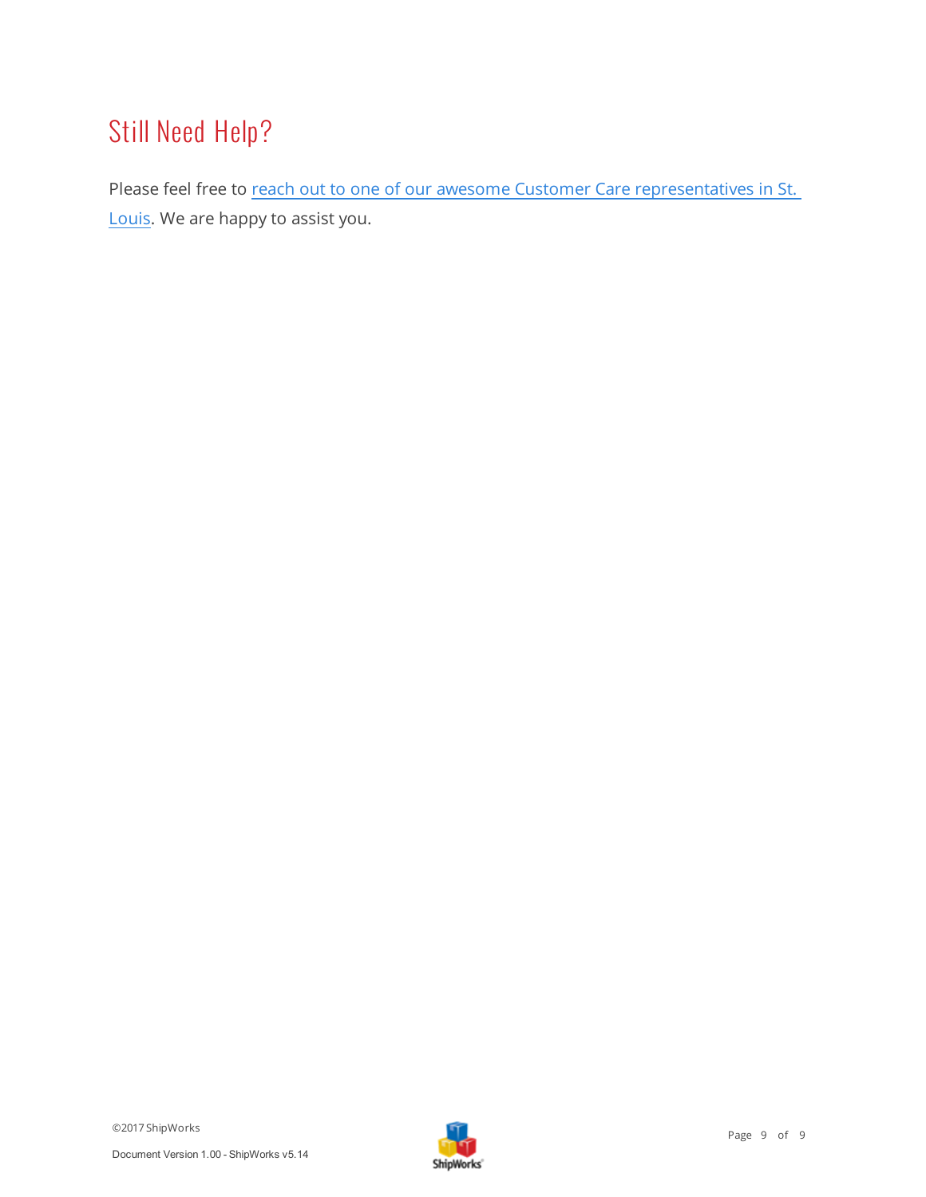# Still Need Help?

Please feel free to reach out to one of our awesome Customer Care representatives in St. Louis. We are happy to assist you.